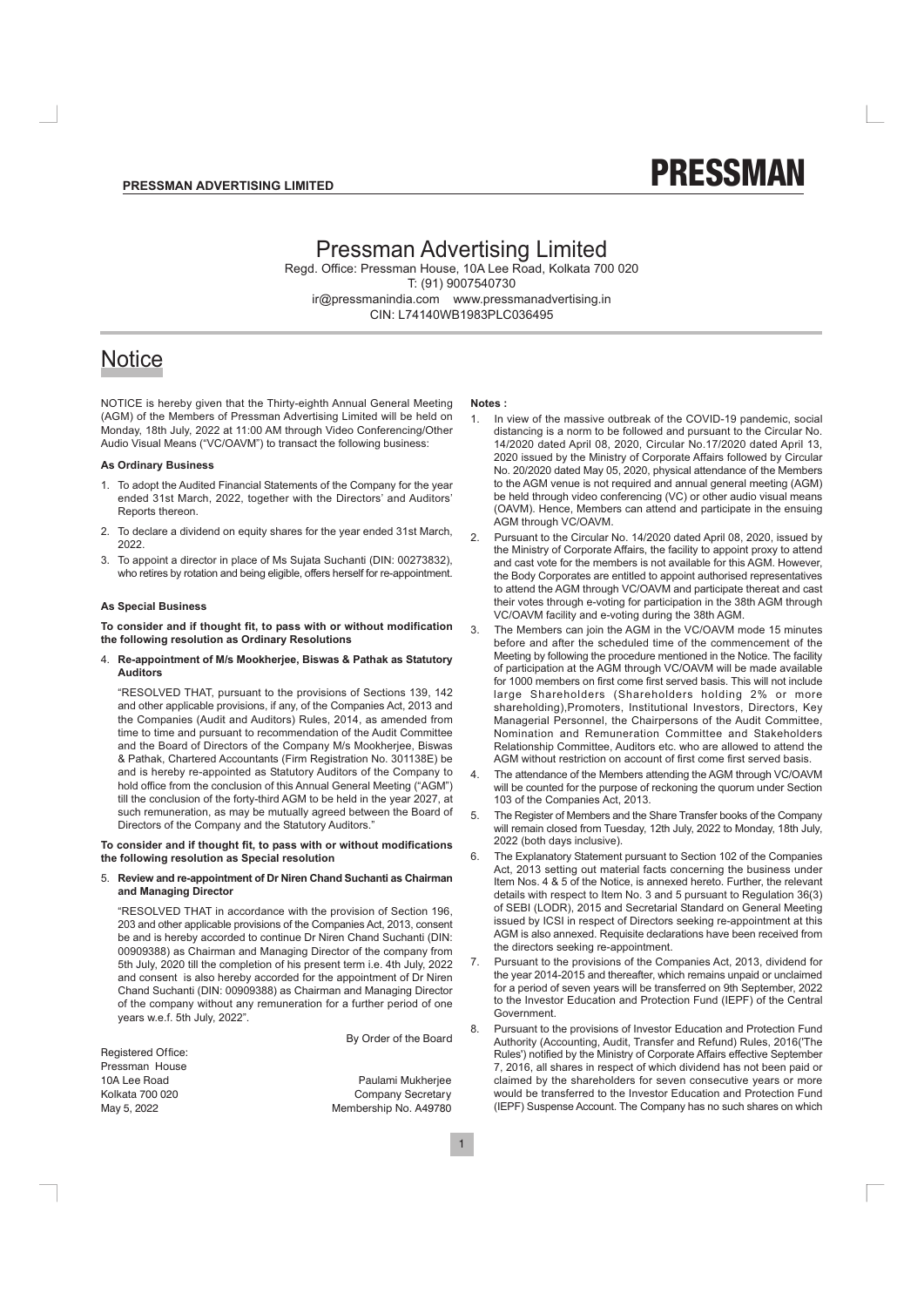# Pressman Advertising Limited

Regd. Office: Pressman House, 10A Lee Road, Kolkata 700 020
T: (91) 9007540730
ir@pressmanindia.com www.pressmanadvertising.in
CIN: L74140WB1983PLC036495

## Notice

NOTICE is hereby given that the Thirty-eighth Annual General Meeting (AGM) of the Members of Pressman Advertising Limited will be held on Monday, 18th July, 2022 at 11:00 AM through Video Conferencing/Other Audio Visual Means ("VC/OAVM") to transact the following business:

### As Ordinary Business

1. To adopt the Audited Financial Statements of the Company for the year ended 31st March, 2022, together with the Directors' and Auditors' Reports thereon.
2. To declare a dividend on equity shares for the year ended 31st March, 2022.
3. To appoint a director in place of Ms Sujata Suchanti (DIN: 00273832), who retires by rotation and being eligible, offers herself for re-appointment.

### As Special Business

**To consider and if thought fit, to pass with or without modification the following resolution as Ordinary Resolutions**

4. **Re-appointment of M/s Mookherjee, Biswas & Pathak as Statutory Auditors**

   "RESOLVED THAT, pursuant to the provisions of Sections 139, 142 and other applicable provisions, if any, of the Companies Act, 2013 and the Companies (Audit and Auditors) Rules, 2014, as amended from time to time and pursuant to recommendation of the Audit Committee and the Board of Directors of the Company M/s Mookherjee, Biswas & Pathak, Chartered Accountants (Firm Registration No. 301138E) be and is hereby re-appointed as Statutory Auditors of the Company to hold office from the conclusion of this Annual General Meeting ("AGM") till the conclusion of the forty-third AGM to be held in the year 2027, at such remuneration, as may be mutually agreed between the Board of Directors of the Company and the Statutory Auditors."

**To consider and if thought fit, to pass with or without modifications the following resolution as Special resolution**

5. **Review and re-appointment of Dr Niren Chand Suchanti as Chairman and Managing Director**

   "RESOLVED THAT in accordance with the provision of Section 196, 203 and other applicable provisions of the Companies Act, 2013, consent be and is hereby accorded to continue Dr Niren Chand Suchanti (DIN: 00909388) as Chairman and Managing Director of the company from 5th July, 2020 till the completion of his present term i.e. 4th July, 2022 and consent is also hereby accorded for the appointment of Dr Niren Chand Suchanti (DIN: 00909388) as Chairman and Managing Director of the company without any remuneration for a further period of one years w.e.f. 5th July, 2022".

By Order of the Board

Registered Office:
Pressman House
10A Lee Road
Kolkata 700 020
May 5, 2022

Paulami Mukherjee
Company Secretary
Membership No. A49780

**Notes :**

1. In view of the massive outbreak of the COVID-19 pandemic, social distancing is a norm to be followed and pursuant to the Circular No. 14/2020 dated April 08, 2020, Circular No.17/2020 dated April 13, 2020 issued by the Ministry of Corporate Affairs followed by Circular No. 20/2020 dated May 05, 2020, physical attendance of the Members to the AGM venue is not required and annual general meeting (AGM) be held through video conferencing (VC) or other audio visual means (OAVM). Hence, Members can attend and participate in the ensuing AGM through VC/OAVM.
2. Pursuant to the Circular No. 14/2020 dated April 08, 2020, issued by the Ministry of Corporate Affairs, the facility to appoint proxy to attend and cast vote for the members is not available for this AGM. However, the Body Corporates are entitled to appoint authorised representatives to attend the AGM through VC/OAVM and participate thereat and cast their votes through e-voting for participation in the 38th AGM through VC/OAVM facility and e-voting during the 38th AGM.
3. The Members can join the AGM in the VC/OAVM mode 15 minutes before and after the scheduled time of the commencement of the Meeting by following the procedure mentioned in the Notice. The facility of participation at the AGM through VC/OAVM will be made available for 1000 members on first come first served basis. This will not include large Shareholders (Shareholders holding 2% or more shareholding),Promoters, Institutional Investors, Directors, Key Managerial Personnel, the Chairpersons of the Audit Committee, Nomination and Remuneration Committee and Stakeholders Relationship Committee, Auditors etc. who are allowed to attend the AGM without restriction on account of first come first served basis.
4. The attendance of the Members attending the AGM through VC/OAVM will be counted for the purpose of reckoning the quorum under Section 103 of the Companies Act, 2013.
5. The Register of Members and the Share Transfer books of the Company will remain closed from Tuesday, 12th July, 2022 to Monday, 18th July, 2022 (both days inclusive).
6. The Explanatory Statement pursuant to Section 102 of the Companies Act, 2013 setting out material facts concerning the business under Item Nos. 4 & 5 of the Notice, is annexed hereto. Further, the relevant details with respect to Item No. 3 and 5 pursuant to Regulation 36(3) of SEBI (LODR), 2015 and Secretarial Standard on General Meeting issued by ICSI in respect of Directors seeking re-appointment at this AGM is also annexed. Requisite declarations have been received from the directors seeking re-appointment.
7. Pursuant to the provisions of the Companies Act, 2013, dividend for the year 2014-2015 and thereafter, which remains unpaid or unclaimed for a period of seven years will be transferred on 9th September, 2022 to the Investor Education and Protection Fund (IEPF) of the Central Government.
8. Pursuant to the provisions of Investor Education and Protection Fund Authority (Accounting, Audit, Transfer and Refund) Rules, 2016('The Rules') notified by the Ministry of Corporate Affairs effective September 7, 2016, all shares in respect of which dividend has not been paid or claimed by the shareholders for seven consecutive years or more would be transferred to the Investor Education and Protection Fund (IEPF) Suspense Account. The Company has no such shares on which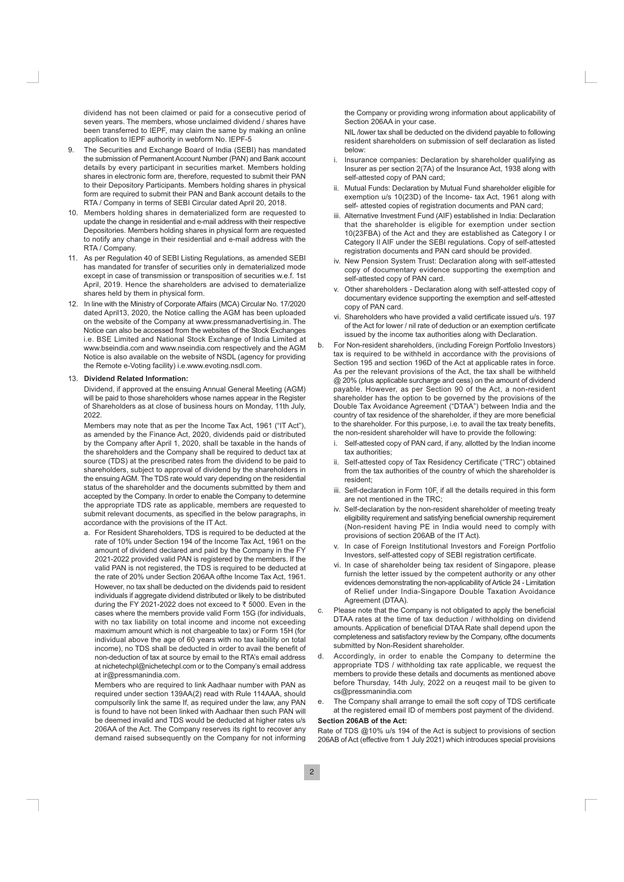dividend has not been claimed or paid for a consecutive period of seven years. The members, whose unclaimed dividend / shares have been transferred to IEPF, may claim the same by making an online application to IEPF authority in webform No. IEPF-5

9. The Securities and Exchange Board of India (SEBI) has mandated the submission of Permanent Account Number (PAN) and Bank account details by every participant in securities market. Members holding shares in electronic form are, therefore, requested to submit their PAN to their Depository Participants. Members holding shares in physical form are required to submit their PAN and Bank account details to the RTA / Company in terms of SEBI Circular dated April 20, 2018.

10. Members holding shares in dematerialized form are requested to update the change in residential and e-mail address with their respective Depositories. Members holding shares in physical form are requested to notify any change in their residential and e-mail address with the RTA / Company.

11. As per Regulation 40 of SEBI Listing Regulations, as amended SEBI has mandated for transfer of securities only in dematerialized mode except in case of transmission or transposition of securities w.e.f. 1st April, 2019. Hence the shareholders are advised to dematerialize shares held by them in physical form.

12. In line with the Ministry of Corporate Affairs (MCA) Circular No. 17/2020 dated April13, 2020, the Notice calling the AGM has been uploaded on the website of the Company at www.pressmanadvertising.in. The Notice can also be accessed from the websites of the Stock Exchanges i.e. BSE Limited and National Stock Exchange of India Limited at www.bseindia.com and www.nseindia.com respectively and the AGM Notice is also available on the website of NSDL (agency for providing the Remote e-Voting facility) i.e.www.evoting.nsdl.com.

13. **Dividend Related Information:**

Dividend, if approved at the ensuing Annual General Meeting (AGM) will be paid to those shareholders whose names appear in the Register of Shareholders as at close of business hours on Monday, 11th July, 2022.

Members may note that as per the Income Tax Act, 1961 ("IT Act"), as amended by the Finance Act, 2020, dividends paid or distributed by the Company after April 1, 2020, shall be taxable in the hands of the shareholders and the Company shall be required to deduct tax at source (TDS) at the prescribed rates from the dividend to be paid to shareholders, subject to approval of dividend by the shareholders in the ensuing AGM. The TDS rate would vary depending on the residential status of the shareholder and the documents submitted by them and accepted by the Company. In order to enable the Company to determine the appropriate TDS rate as applicable, members are requested to submit relevant documents, as specified in the below paragraphs, in accordance with the provisions of the IT Act.

a. For Resident Shareholders, TDS is required to be deducted at the rate of 10% under Section 194 of the Income Tax Act, 1961 on the amount of dividend declared and paid by the Company in the FY 2021-2022 provided valid PAN is registered by the members. If the valid PAN is not registered, the TDS is required to be deducted at the rate of 20% under Section 206AA ofthe Income Tax Act, 1961. However, no tax shall be deducted on the dividends paid to resident individuals if aggregate dividend distributed or likely to be distributed during the FY 2021-2022 does not exceed to ₹ 5000. Even in the cases where the members provide valid Form 15G (for individuals, with no tax liability on total income and income not exceeding maximum amount which is not chargeable to tax) or Form 15H (for individual above the age of 60 years with no tax liability on total income), no TDS shall be deducted in order to avail the benefit of non-deduction of tax at source by email to the RTA's email address at nichetechpl@nichetechpl.com or to the Company's email address at ir@pressmanindia.com.

Members who are required to link Aadhaar number with PAN as required under section 139AA(2) read with Rule 114AAA, should compulsorily link the same If, as required under the law, any PAN is found to have not been linked with Aadhaar then such PAN will be deemed invalid and TDS would be deducted at higher rates u/s 206AA of the Act. The Company reserves its right to recover any demand raised subsequently on the Company for not informing the Company or providing wrong information about applicability of Section 206AA in your case.

NIL /lower tax shall be deducted on the dividend payable to following resident shareholders on submission of self declaration as listed below:

i. Insurance companies: Declaration by shareholder qualifying as Insurer as per section 2(7A) of the Insurance Act, 1938 along with self-attested copy of PAN card;

ii. Mutual Funds: Declaration by Mutual Fund shareholder eligible for exemption u/s 10(23D) of the Income- tax Act, 1961 along with self- attested copies of registration documents and PAN card;

iii. Alternative Investment Fund (AIF) established in India: Declaration that the shareholder is eligible for exemption under section 10(23FBA) of the Act and they are established as Category I or Category II AIF under the SEBI regulations. Copy of self-attested registration documents and PAN card should be provided.

iv. New Pension System Trust: Declaration along with self-attested copy of documentary evidence supporting the exemption and self-attested copy of PAN card.

v. Other shareholders - Declaration along with self-attested copy of documentary evidence supporting the exemption and self-attested copy of PAN card.

vi. Shareholders who have provided a valid certificate issued u/s. 197 of the Act for lower / nil rate of deduction or an exemption certificate issued by the income tax authorities along with Declaration.

b. For Non-resident shareholders, (including Foreign Portfolio Investors) tax is required to be withheld in accordance with the provisions of Section 195 and section 196D of the Act at applicable rates in force. As per the relevant provisions of the Act, the tax shall be withheld @ 20% (plus applicable surcharge and cess) on the amount of dividend payable. However, as per Section 90 of the Act, a non-resident shareholder has the option to be governed by the provisions of the Double Tax Avoidance Agreement ("DTAA") between India and the country of tax residence of the shareholder, if they are more beneficial to the shareholder. For this purpose, i.e. to avail the tax treaty benefits, the non-resident shareholder will have to provide the following:

i. Self-attested copy of PAN card, if any, allotted by the Indian income tax authorities;

ii. Self-attested copy of Tax Residency Certificate ("TRC") obtained from the tax authorities of the country of which the shareholder is resident;

iii. Self-declaration in Form 10F, if all the details required in this form are not mentioned in the TRC;

iv. Self-declaration by the non-resident shareholder of meeting treaty eligibility requirement and satisfying beneficial ownership requirement (Non-resident having PE in India would need to comply with provisions of section 206AB of the IT Act).

v. In case of Foreign Institutional Investors and Foreign Portfolio Investors, self-attested copy of SEBI registration certificate.

vi. In case of shareholder being tax resident of Singapore, please furnish the letter issued by the competent authority or any other evidences demonstrating the non-applicability of Article 24 - Limitation of Relief under India-Singapore Double Taxation Avoidance Agreement (DTAA).

c. Please note that the Company is not obligated to apply the beneficial DTAA rates at the time of tax deduction / withholding on dividend amounts. Application of beneficial DTAA Rate shall depend upon the completeness and satisfactory review by the Company, ofthe documents submitted by Non-Resident shareholder.

d. Accordingly, in order to enable the Company to determine the appropriate TDS / withholding tax rate applicable, we request the members to provide these details and documents as mentioned above before Thursday, 14th July, 2022 on a reuqest mail to be given to cs@pressmanindia.com

e. The Company shall arrange to email the soft copy of TDS certificate at the registered email ID of members post payment of the dividend.

**Section 206AB of the Act:**

Rate of TDS @10% u/s 194 of the Act is subject to provisions of section 206AB of Act (effective from 1 July 2021) which introduces special provisions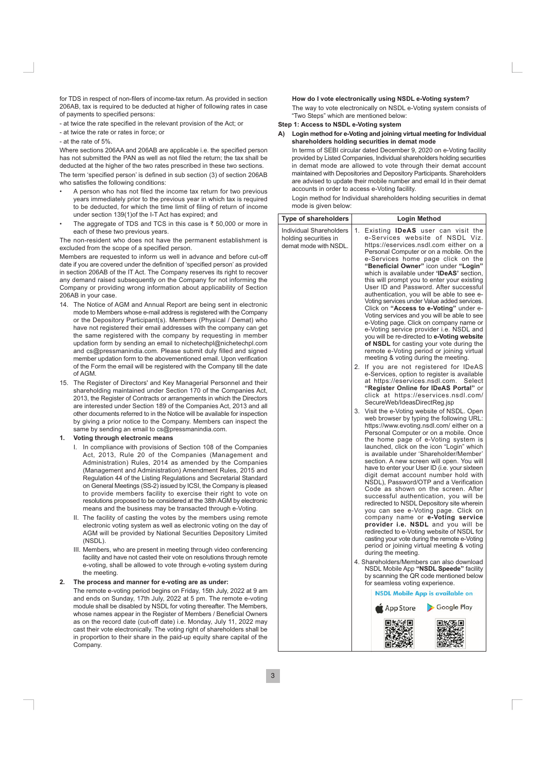for TDS in respect of non-filers of income-tax return. As provided in section 206AB, tax is required to be deducted at higher of following rates in case of payments to specified persons:

- at twice the rate specified in the relevant provision of the Act; or
- at twice the rate or rates in force; or
- at the rate of 5%.

Where sections 206AA and 206AB are applicable i.e. the specified person has not submitted the PAN as well as not filed the return; the tax shall be deducted at the higher of the two rates prescribed in these two sections.

The term 'specified person' is defined in sub section (3) of section 206AB who satisfies the following conditions:

- A person who has not filed the income tax return for two previous years immediately prior to the previous year in which tax is required to be deducted, for which the time limit of filing of return of income under section 139(1)of the I-T Act has expired; and
- The aggregate of TDS and TCS in this case is ₹ 50,000 or more in each of these two previous years.

The non-resident who does not have the permanent establishment is excluded from the scope of a specified person.

Members are requested to inform us well in advance and before cut-off date if you are covered under the definition of 'specified person' as provided in section 206AB of the IT Act. The Company reserves its right to recover any demand raised subsequently on the Company for not informing the Company or providing wrong information about applicability of Section 206AB in your case.

14. The Notice of AGM and Annual Report are being sent in electronic mode to Members whose e-mail address is registered with the Company or the Depository Participant(s). Members (Physical / Demat) who have not registered their email addresses with the company can get the same registered with the company by requesting in member updation form by sending an email to nichetechpl@nichetechpl.com and cs@pressmanindia.com. Please submit duly filled and signed member updation form to the abovementioned email. Upon verification of the Form the email will be registered with the Company till the date of AGM.

15. The Register of Directors' and Key Managerial Personnel and their shareholding maintained under Section 170 of the Companies Act, 2013, the Register of Contracts or arrangements in which the Directors are interested under Section 189 of the Companies Act, 2013 and all other documents referred to in the Notice will be available for inspection by giving a prior notice to the Company. Members can inspect the same by sending an email to cs@pressmanindia.com.

**1. Voting through electronic means**

I. In compliance with provisions of Section 108 of the Companies Act, 2013, Rule 20 of the Companies (Management and Administration) Rules, 2014 as amended by the Companies (Management and Administration) Amendment Rules, 2015 and Regulation 44 of the Listing Regulations and Secretarial Standard on General Meetings (SS-2) issued by ICSI, the Company is pleased to provide members facility to exercise their right to vote on resolutions proposed to be considered at the 38th AGM by electronic means and the business may be transacted through e-Voting.

II. The facility of casting the votes by the members using remote electronic voting system as well as electronic voting on the day of AGM will be provided by National Securities Depository Limited (NSDL).

III. Members, who are present in meeting through video conferencing facility and have not casted their vote on resolutions through remote e-voting, shall be allowed to vote through e-voting system during the meeting.

**2. The process and manner for e-voting are as under:**

The remote e-voting period begins on Friday, 15th July, 2022 at 9 am and ends on Sunday, 17th July, 2022 at 5 pm. The remote e-voting module shall be disabled by NSDL for voting thereafter. The Members, whose names appear in the Register of Members / Beneficial Owners as on the record date (cut-off date) i.e. Monday, July 11, 2022 may cast their vote electronically. The voting right of shareholders shall be in proportion to their share in the paid-up equity share capital of the Company.

**How do I vote electronically using NSDL e-Voting system?**

The way to vote electronically on NSDL e-Voting system consists of "Two Steps" which are mentioned below:

**Step 1: Access to NSDL e-Voting system**

**A) Login method for e-Voting and joining virtual meeting for Individual shareholders holding securities in demat mode**

In terms of SEBI circular dated December 9, 2020 on e-Voting facility provided by Listed Companies, Individual shareholders holding securities in demat mode are allowed to vote through their demat account maintained with Depositories and Depository Participants. Shareholders are advised to update their mobile number and email Id in their demat accounts in order to access e-Voting facility.

Login method for Individual shareholders holding securities in demat mode is given below:

| Type of shareholders | Login Method |
|---|---|
| Individual Shareholders holding securities in demat mode with NSDL. | 1. Existing **IDeAS** user can visit the e-Services website of NSDL Viz. https://eservices.nsdl.com either on a Personal Computer or on a mobile. On the e-Services home page click on the **"Beneficial Owner"** icon under **"Login"** which is available under **'IDeAS'** section, this will prompt you to enter your existing User ID and Password. After successful authentication, you will be able to see e-Voting services under Value added services. Click on **"Access to e-Voting"** under e-Voting services and you will be able to see e-Voting page. Click on company name or e-Voting service provider i.e. NSDL and you will be re-directed to **e-Voting website of NSDL** for casting your vote during the remote e-Voting period or joining virtual meeting & voting during the meeting.<br>2. If you are not registered for IDeAS e-Services, option to register is available at https://eservices.nsdl.com. Select **"Register Online for IDeAS Portal"** or click at https://eservices.nsdl.com/SecureWeb/IdeasDirectReg.jsp<br>3. Visit the e-Voting website of NSDL. Open web browser by typing the following URL: https://www.evoting.nsdl.com/ either on a Personal Computer or on a mobile. Once the home page of e-Voting system is launched, click on the icon "Login" which is available under 'Shareholder/Member' section. A new screen will open. You will have to enter your User ID (i.e. your sixteen digit demat account number hold with NSDL), Password/OTP and a Verification Code as shown on the screen. After successful authentication, you will be redirected to NSDL Depository site wherein you can see e-Voting page. Click on company name or **e-Voting service provider i.e. NSDL** and you will be redirected to e-Voting website of NSDL for casting your vote during the remote e-Voting period or joining virtual meeting & voting during the meeting.<br>4. Shareholders/Members can also download NSDL Mobile App **"NSDL Speede"** facility by scanning the QR code mentioned below for seamless voting experience.<br>**NSDL Mobile App is available on**<br>App Store    Google Play |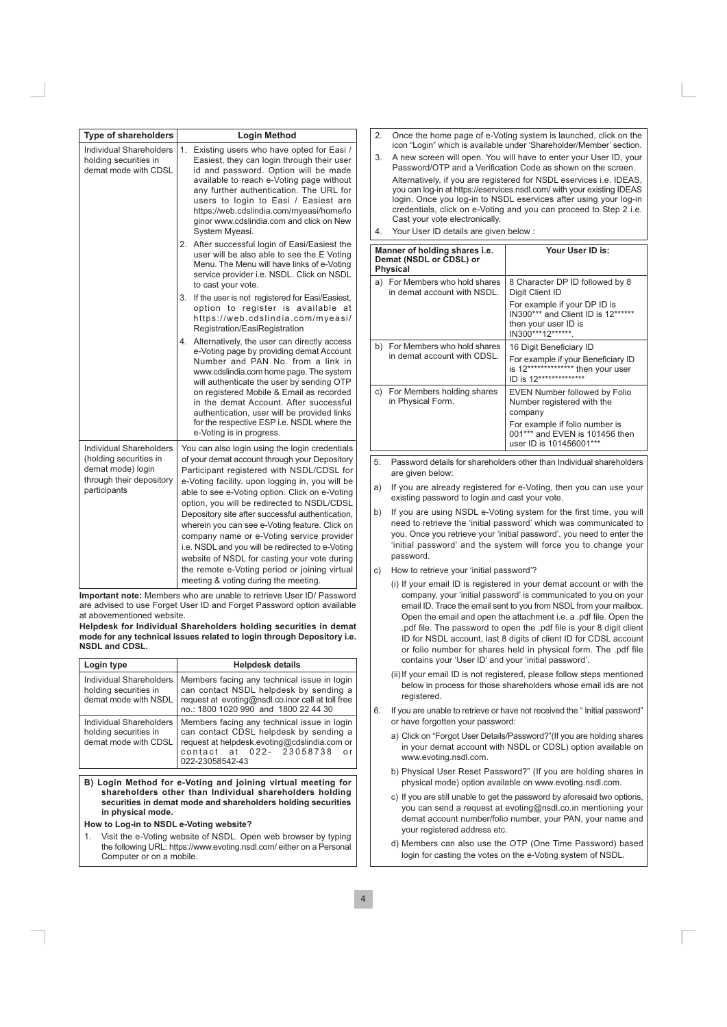| Type of shareholders | Login Method |
|---|---|
| Individual Shareholders holding securities in demat mode with CDSL | 1. Existing users who have opted for Easi / Easiest, they can login through their user id and password. Option will be made available to reach e-Voting page without any further authentication. The URL for users to login to Easi / Easiest are https://web.cdslindia.com/myeasi/home/login or www.cdslindia.com and click on New System Myeasi.<br>2. After successful login of Easi/Easiest the user will be also able to see the E Voting Menu. The Menu will have links of e-Voting service provider i.e. NSDL. Click on NSDL to cast your vote.<br>3. If the user is not registered for Easi/Easiest, option to register is available at https://web.cdslindia.com/myeasi/Registration/EasiRegistration<br>4. Alternatively, the user can directly access e-Voting page by providing demat Account Number and PAN No. from a link in www.cdslindia.com home page. The system will authenticate the user by sending OTP on registered Mobile & Email as recorded in the demat Account. After successful authentication, user will be provided links for the respective ESP i.e. NSDL where the e-Voting is in progress. |
| Individual Shareholders (holding securities in demat mode) login through their depository participants | You can also login using the login credentials of your demat account through your Depository Participant registered with NSDL/CDSL for e-Voting facility. upon logging in, you will be able to see e-Voting option. Click on e-Voting option, you will be redirected to NSDL/CDSL Depository site after successful authentication, wherein you can see e-Voting feature. Click on company name or e-Voting service provider i.e. NSDL and you will be redirected to e-Voting website of NSDL for casting your vote during the remote e-Voting period or joining virtual meeting & voting during the meeting. |

**Important note:** Members who are unable to retrieve User ID/ Password are advised to use Forget User ID and Forget Password option available at abovementioned website.

**Helpdesk for Individual Shareholders holding securities in demat mode for any technical issues related to login through Depository i.e. NSDL and CDSL.**

| Login type | Helpdesk details |
|---|---|
| Individual Shareholders holding securities in demat mode with NSDL | Members facing any technical issue in login can contact NSDL helpdesk by sending a request at evoting@nsdl.co.inor call at toll free no.: 1800 1020 990 and 1800 22 44 30 |
| Individual Shareholders holding securities in demat mode with CDSL | Members facing any technical issue in login can contact CDSL helpdesk by sending a request at helpdesk.evoting@cdslindia.com or contact at 022- 23058738 or 022-23058542-43 |

**B) Login Method for e-Voting and joining virtual meeting for shareholders other than Individual shareholders holding securities in demat mode and shareholders holding securities in physical mode.**

**How to Log-in to NSDL e-Voting website?**

1. Visit the e-Voting website of NSDL. Open web browser by typing the following URL: https://www.evoting.nsdl.com/ either on a Personal Computer or on a mobile.
2. Once the home page of e-Voting system is launched, click on the icon "Login" which is available under 'Shareholder/Member' section.
3. A new screen will open. You will have to enter your User ID, your Password/OTP and a Verification Code as shown on the screen.

   Alternatively, if you are registered for NSDL eservices i.e. IDEAS, you can log-in at https://eservices.nsdl.com/ with your existing IDEAS login. Once you log-in to NSDL eservices after using your log-in credentials, click on e-Voting and you can proceed to Step 2 i.e. Cast your vote electronically.
4. Your User ID details are given below :

| Manner of holding shares i.e. Demat (NSDL or CDSL) or Physical | Your User ID is: |
|---|---|
| a) For Members who hold shares in demat account with NSDL. | 8 Character DP ID followed by 8 Digit Client ID<br>For example if your DP ID is IN300*** and Client ID is 12****** then your user ID is IN300***12******. |
| b) For Members who hold shares in demat account with CDSL. | 16 Digit Beneficiary ID<br>For example if your Beneficiary ID is 12************** then your user ID is 12************** |
| c) For Members holding shares in Physical Form. | EVEN Number followed by Folio Number registered with the company<br>For example if folio number is 001*** and EVEN is 101456 then user ID is 101456001*** |

5. Password details for shareholders other than Individual shareholders are given below:

a) If you are already registered for e-Voting, then you can use your existing password to login and cast your vote.

b) If you are using NSDL e-Voting system for the first time, you will need to retrieve the 'initial password' which was communicated to you. Once you retrieve your 'initial password', you need to enter the 'initial password' and the system will force you to change your password.

c) How to retrieve your 'initial password'?

   (i) If your email ID is registered in your demat account or with the company, your 'initial password' is communicated to you on your email ID. Trace the email sent to you from NSDL from your mailbox. Open the email and open the attachment i.e. a .pdf file. Open the .pdf file. The password to open the .pdf file is your 8 digit client ID for NSDL account, last 8 digits of client ID for CDSL account or folio number for shares held in physical form. The .pdf file contains your 'User ID' and your 'initial password'.

   (ii) If your email ID is not registered, please follow steps mentioned below in process for those shareholders whose email ids are not registered.

6. If you are unable to retrieve or have not received the " Initial password" or have forgotten your password:

   a) Click on "Forgot User Details/Password?"(If you are holding shares in your demat account with NSDL or CDSL) option available on www.evoting.nsdl.com.

   b) Physical User Reset Password?" (If you are holding shares in physical mode) option available on www.evoting.nsdl.com.

   c) If you are still unable to get the password by aforesaid two options, you can send a request at evoting@nsdl.co.in mentioning your demat account number/folio number, your PAN, your name and your registered address etc.

   d) Members can also use the OTP (One Time Password) based login for casting the votes on the e-Voting system of NSDL.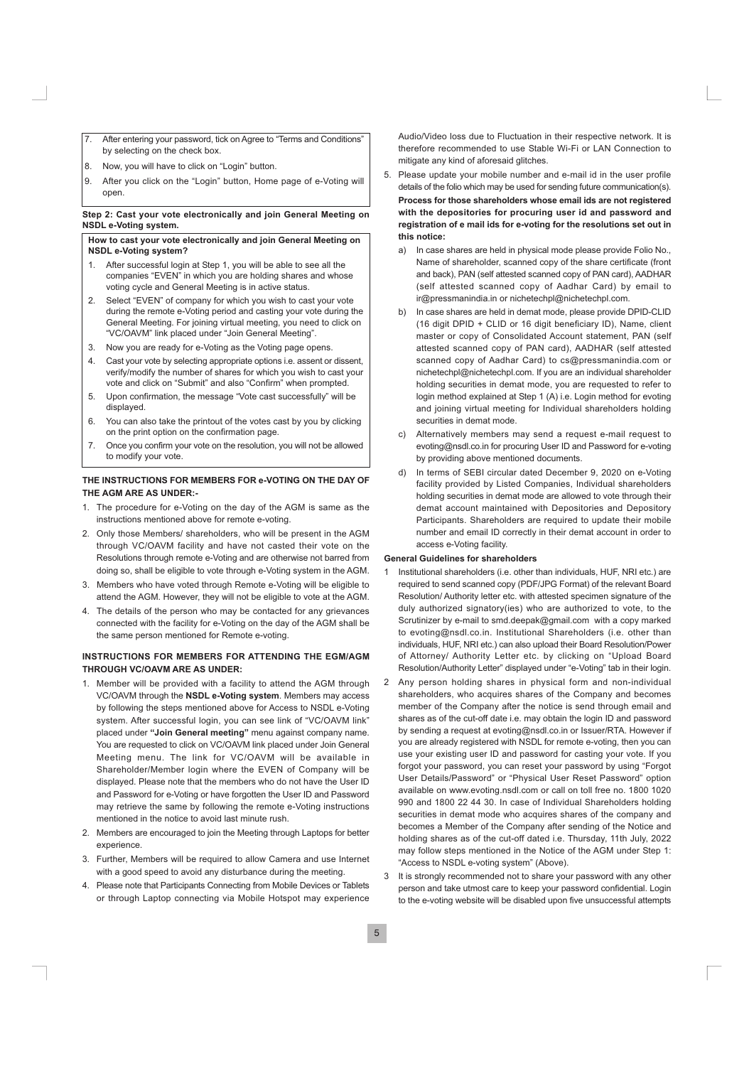7. After entering your password, tick on Agree to "Terms and Conditions" by selecting on the check box.
8. Now, you will have to click on "Login" button.
9. After you click on the "Login" button, Home page of e-Voting will open.

**Step 2: Cast your vote electronically and join General Meeting on NSDL e-Voting system.**

**How to cast your vote electronically and join General Meeting on NSDL e-Voting system?**

1. After successful login at Step 1, you will be able to see all the companies "EVEN" in which you are holding shares and whose voting cycle and General Meeting is in active status.
2. Select "EVEN" of company for which you wish to cast your vote during the remote e-Voting period and casting your vote during the General Meeting. For joining virtual meeting, you need to click on "VC/OAVM" link placed under "Join General Meeting".
3. Now you are ready for e-Voting as the Voting page opens.
4. Cast your vote by selecting appropriate options i.e. assent or dissent, verify/modify the number of shares for which you wish to cast your vote and click on "Submit" and also "Confirm" when prompted.
5. Upon confirmation, the message "Vote cast successfully" will be displayed.
6. You can also take the printout of the votes cast by you by clicking on the print option on the confirmation page.
7. Once you confirm your vote on the resolution, you will not be allowed to modify your vote.

**THE INSTRUCTIONS FOR MEMBERS FOR e-VOTING ON THE DAY OF THE AGM ARE AS UNDER:-**

1. The procedure for e-Voting on the day of the AGM is same as the instructions mentioned above for remote e-voting.
2. Only those Members/ shareholders, who will be present in the AGM through VC/OAVM facility and have not casted their vote on the Resolutions through remote e-Voting and are otherwise not barred from doing so, shall be eligible to vote through e-Voting system in the AGM.
3. Members who have voted through Remote e-Voting will be eligible to attend the AGM. However, they will not be eligible to vote at the AGM.
4. The details of the person who may be contacted for any grievances connected with the facility for e-Voting on the day of the AGM shall be the same person mentioned for Remote e-voting.

**INSTRUCTIONS FOR MEMBERS FOR ATTENDING THE EGM/AGM THROUGH VC/OAVM ARE AS UNDER:**

1. Member will be provided with a facility to attend the AGM through VC/OAVM through the **NSDL e-Voting system**. Members may access by following the steps mentioned above for Access to NSDL e-Voting system. After successful login, you can see link of "VC/OAVM link" placed under **"Join General meeting"** menu against company name. You are requested to click on VC/OAVM link placed under Join General Meeting menu. The link for VC/OAVM will be available in Shareholder/Member login where the EVEN of Company will be displayed. Please note that the members who do not have the User ID and Password for e-Voting or have forgotten the User ID and Password may retrieve the same by following the remote e-Voting instructions mentioned in the notice to avoid last minute rush.
2. Members are encouraged to join the Meeting through Laptops for better experience.
3. Further, Members will be required to allow Camera and use Internet with a good speed to avoid any disturbance during the meeting.
4. Please note that Participants Connecting from Mobile Devices or Tablets or through Laptop connecting via Mobile Hotspot may experience Audio/Video loss due to Fluctuation in their respective network. It is therefore recommended to use Stable Wi-Fi or LAN Connection to mitigate any kind of aforesaid glitches.
5. Please update your mobile number and e-mail id in the user profile details of the folio which may be used for sending future communication(s).

**Process for those shareholders whose email ids are not registered with the depositories for procuring user id and password and registration of e mail ids for e-voting for the resolutions set out in this notice:**

a) In case shares are held in physical mode please provide Folio No., Name of shareholder, scanned copy of the share certificate (front and back), PAN (self attested scanned copy of PAN card), AADHAR (self attested scanned copy of Aadhar Card) by email to ir@pressmanindia.in or nichetechpl@nichetechpl.com.

b) In case shares are held in demat mode, please provide DPID-CLID (16 digit DPID + CLID or 16 digit beneficiary ID), Name, client master or copy of Consolidated Account statement, PAN (self attested scanned copy of PAN card), AADHAR (self attested scanned copy of Aadhar Card) to cs@pressmanindia.com or nichetechpl@nichetechpl.com. If you are an individual shareholder holding securities in demat mode, you are requested to refer to login method explained at Step 1 (A) i.e. Login method for evoting and joining virtual meeting for Individual shareholders holding securities in demat mode.

c) Alternatively members may send a request e-mail request to evoting@nsdl.co.in for procuring User ID and Password for e-voting by providing above mentioned documents.

d) In terms of SEBI circular dated December 9, 2020 on e-Voting facility provided by Listed Companies, Individual shareholders holding securities in demat mode are allowed to vote through their demat account maintained with Depositories and Depository Participants. Shareholders are required to update their mobile number and email ID correctly in their demat account in order to access e-Voting facility.

**General Guidelines for shareholders**

1. Institutional shareholders (i.e. other than individuals, HUF, NRI etc.) are required to send scanned copy (PDF/JPG Format) of the relevant Board Resolution/ Authority letter etc. with attested specimen signature of the duly authorized signatory(ies) who are authorized to vote, to the Scrutinizer by e-mail to smd.deepak@gmail.com with a copy marked to evoting@nsdl.co.in. Institutional Shareholders (i.e. other than individuals, HUF, NRI etc.) can also upload their Board Resolution/Power of Attorney/ Authority Letter etc. by clicking on "Upload Board Resolution/Authority Letter" displayed under "e-Voting" tab in their login.
2. Any person holding shares in physical form and non-individual shareholders, who acquires shares of the Company and becomes member of the Company after the notice is send through email and shares as of the cut-off date i.e. may obtain the login ID and password by sending a request at evoting@nsdl.co.in or Issuer/RTA. However if you are already registered with NSDL for remote e-voting, then you can use your existing user ID and password for casting your vote. If you forgot your password, you can reset your password by using "Forgot User Details/Password" or "Physical User Reset Password" option available on www.evoting.nsdl.com or call on toll free no. 1800 1020 990 and 1800 22 44 30. In case of Individual Shareholders holding securities in demat mode who acquires shares of the company and becomes a Member of the Company after sending of the Notice and holding shares as of the cut-off dated i.e. Thursday, 11th July, 2022 may follow steps mentioned in the Notice of the AGM under Step 1: "Access to NSDL e-Voting system" (Above).
3. It is strongly recommended not to share your password with any other person and take utmost care to keep your password confidential. Login to the e-voting website will be disabled upon five unsuccessful attempts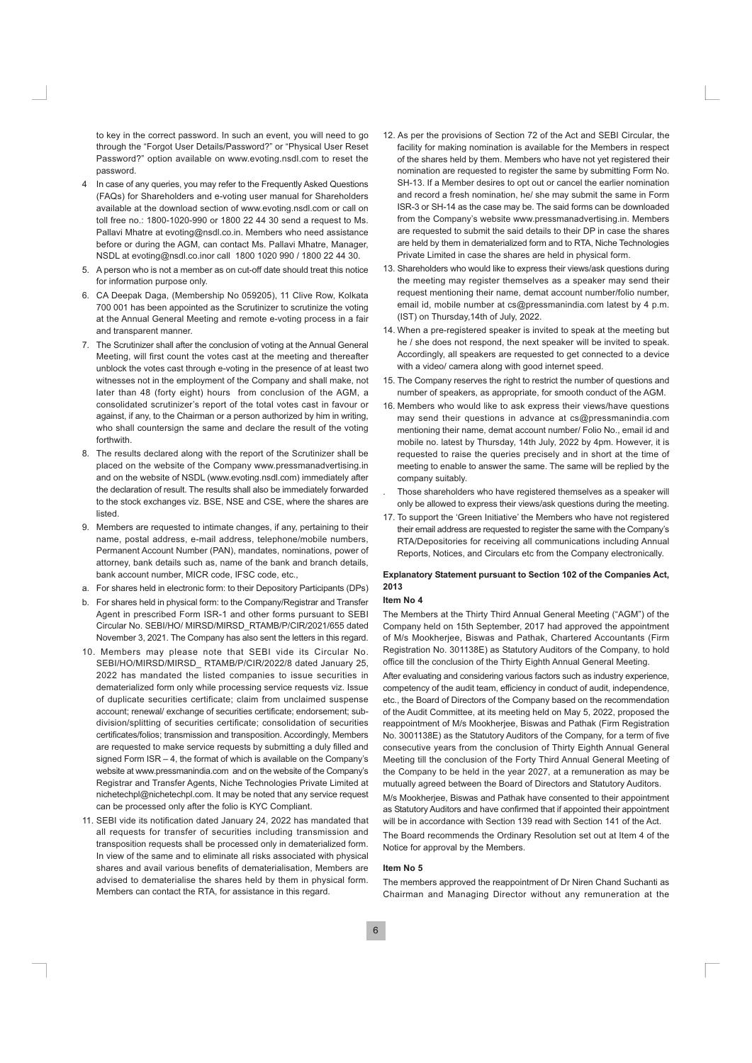to key in the correct password. In such an event, you will need to go through the "Forgot User Details/Password?" or "Physical User Reset Password?" option available on www.evoting.nsdl.com to reset the password.

4 In case of any queries, you may refer to the Frequently Asked Questions (FAQs) for Shareholders and e-voting user manual for Shareholders available at the download section of www.evoting.nsdl.com or call on toll free no.: 1800-1020-990 or 1800 22 44 30 send a request to Ms. Pallavi Mhatre at evoting@nsdl.co.in. Members who need assistance before or during the AGM, can contact Ms. Pallavi Mhatre, Manager, NSDL at evoting@nsdl.co.inor call 1800 1020 990 / 1800 22 44 30.

5. A person who is not a member as on cut-off date should treat this notice for information purpose only.

6. CA Deepak Daga, (Membership No 059205), 11 Clive Row, Kolkata 700 001 has been appointed as the Scrutinizer to scrutinize the voting at the Annual General Meeting and remote e-voting process in a fair and transparent manner.

7. The Scrutinizer shall after the conclusion of voting at the Annual General Meeting, will first count the votes cast at the meeting and thereafter unblock the votes cast through e-voting in the presence of at least two witnesses not in the employment of the Company and shall make, not later than 48 (forty eight) hours from conclusion of the AGM, a consolidated scrutinizer's report of the total votes cast in favour or against, if any, to the Chairman or a person authorized by him in writing, who shall countersign the same and declare the result of the voting forthwith.

8. The results declared along with the report of the Scrutinizer shall be placed on the website of the Company www.pressmanadvertising.in and on the website of NSDL (www.evoting.nsdl.com) immediately after the declaration of result. The results shall also be immediately forwarded to the stock exchanges viz. BSE, NSE and CSE, where the shares are listed.

9. Members are requested to intimate changes, if any, pertaining to their name, postal address, e-mail address, telephone/mobile numbers, Permanent Account Number (PAN), mandates, nominations, power of attorney, bank details such as, name of the bank and branch details, bank account number, MICR code, IFSC code, etc.,

a. For shares held in electronic form: to their Depository Participants (DPs)

b. For shares held in physical form: to the Company/Registrar and Transfer Agent in prescribed Form ISR-1 and other forms pursuant to SEBI Circular No. SEBI/HO/ MIRSD/MIRSD_RTAMB/P/CIR/2021/655 dated November 3, 2021. The Company has also sent the letters in this regard.

10. Members may please note that SEBI vide its Circular No. SEBI/HO/MIRSD/MIRSD_ RTAMB/P/CIR/2022/8 dated January 25, 2022 has mandated the listed companies to issue securities in dematerialized form only while processing service requests viz. Issue of duplicate securities certificate; claim from unclaimed suspense account; renewal/ exchange of securities certificate; endorsement; sub-division/splitting of securities certificate; consolidation of securities certificates/folios; transmission and transposition. Accordingly, Members are requested to make service requests by submitting a duly filled and signed Form ISR – 4, the format of which is available on the Company's website at www.pressmanindia.com and on the website of the Company's Registrar and Transfer Agents, Niche Technologies Private Limited at nichetechpl@nichetechpl.com. It may be noted that any service request can be processed only after the folio is KYC Compliant.

11. SEBI vide its notification dated January 24, 2022 has mandated that all requests for transfer of securities including transmission and transposition requests shall be processed only in dematerialized form. In view of the same and to eliminate all risks associated with physical shares and avail various benefits of dematerialisation, Members are advised to dematerialise the shares held by them in physical form. Members can contact the RTA, for assistance in this regard.

12. As per the provisions of Section 72 of the Act and SEBI Circular, the facility for making nomination is available for the Members in respect of the shares held by them. Members who have not yet registered their nomination are requested to register the same by submitting Form No. SH-13. If a Member desires to opt out or cancel the earlier nomination and record a fresh nomination, he/ she may submit the same in Form ISR-3 or SH-14 as the case may be. The said forms can be downloaded from the Company's website www.pressmanadvertising.in. Members are requested to submit the said details to their DP in case the shares are held by them in dematerialized form and to RTA, Niche Technologies Private Limited in case the shares are held in physical form.

13. Shareholders who would like to express their views/ask questions during the meeting may register themselves as a speaker may send their request mentioning their name, demat account number/folio number, email id, mobile number at cs@pressmanindia.com latest by 4 p.m. (IST) on Thursday,14th of July, 2022.

14. When a pre-registered speaker is invited to speak at the meeting but he / she does not respond, the next speaker will be invited to speak. Accordingly, all speakers are requested to get connected to a device with a video/ camera along with good internet speed.

15. The Company reserves the right to restrict the number of questions and number of speakers, as appropriate, for smooth conduct of the AGM.

16. Members who would like to ask express their views/have questions may send their questions in advance at cs@pressmanindia.com mentioning their name, demat account number/ Folio No., email id and mobile no. latest by Thursday, 14th July, 2022 by 4pm. However, it is requested to raise the queries precisely and in short at the time of meeting to enable to answer the same. The same will be replied by the company suitably.

. Those shareholders who have registered themselves as a speaker will only be allowed to express their views/ask questions during the meeting.

17. To support the 'Green Initiative' the Members who have not registered their email address are requested to register the same with the Company's RTA/Depositories for receiving all communications including Annual Reports, Notices, and Circulars etc from the Company electronically.

**Explanatory Statement pursuant to Section 102 of the Companies Act, 2013**

**Item No 4**

The Members at the Thirty Third Annual General Meeting ("AGM") of the Company held on 15th September, 2017 had approved the appointment of M/s Mookherjee, Biswas and Pathak, Chartered Accountants (Firm Registration No. 301138E) as Statutory Auditors of the Company, to hold office till the conclusion of the Thirty Eighth Annual General Meeting.

After evaluating and considering various factors such as industry experience, competency of the audit team, efficiency in conduct of audit, independence, etc., the Board of Directors of the Company based on the recommendation of the Audit Committee, at its meeting held on May 5, 2022, proposed the reappointment of M/s Mookherjee, Biswas and Pathak (Firm Registration No. 3001138E) as the Statutory Auditors of the Company, for a term of five consecutive years from the conclusion of Thirty Eighth Annual General Meeting till the conclusion of the Forty Third Annual General Meeting of the Company to be held in the year 2027, at a remuneration as may be mutually agreed between the Board of Directors and Statutory Auditors.

M/s Mookherjee, Biswas and Pathak have consented to their appointment as Statutory Auditors and have confirmed that if appointed their appointment will be in accordance with Section 139 read with Section 141 of the Act.

The Board recommends the Ordinary Resolution set out at Item 4 of the Notice for approval by the Members.

**Item No 5**

The members approved the reappointment of Dr Niren Chand Suchanti as Chairman and Managing Director without any remuneration at the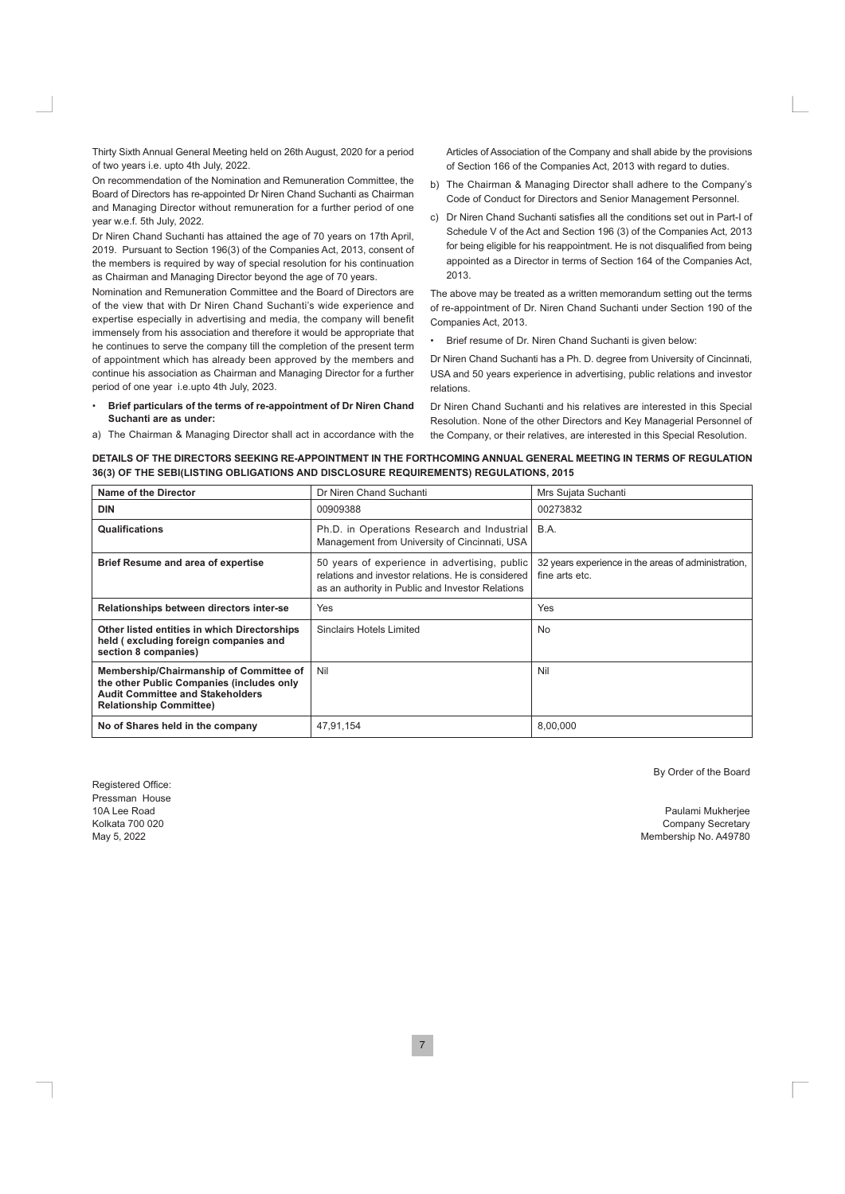Thirty Sixth Annual General Meeting held on 26th August, 2020 for a period of two years i.e. upto 4th July, 2022.

On recommendation of the Nomination and Remuneration Committee, the Board of Directors has re-appointed Dr Niren Chand Suchanti as Chairman and Managing Director without remuneration for a further period of one year w.e.f. 5th July, 2022.

Dr Niren Chand Suchanti has attained the age of 70 years on 17th April, 2019. Pursuant to Section 196(3) of the Companies Act, 2013, consent of the members is required by way of special resolution for his continuation as Chairman and Managing Director beyond the age of 70 years.

Nomination and Remuneration Committee and the Board of Directors are of the view that with Dr Niren Chand Suchanti's wide experience and expertise especially in advertising and media, the company will benefit immensely from his association and therefore it would be appropriate that he continues to serve the company till the completion of the present term of appointment which has already been approved by the members and continue his association as Chairman and Managing Director for a further period of one year i.e.upto 4th July, 2023.

- **Brief particulars of the terms of re-appointment of Dr Niren Chand Suchanti are as under:**

a) The Chairman & Managing Director shall act in accordance with the Articles of Association of the Company and shall abide by the provisions of Section 166 of the Companies Act, 2013 with regard to duties.

b) The Chairman & Managing Director shall adhere to the Company's Code of Conduct for Directors and Senior Management Personnel.

c) Dr Niren Chand Suchanti satisfies all the conditions set out in Part-I of Schedule V of the Act and Section 196 (3) of the Companies Act, 2013 for being eligible for his reappointment. He is not disqualified from being appointed as a Director in terms of Section 164 of the Companies Act, 2013.

The above may be treated as a written memorandum setting out the terms of re-appointment of Dr. Niren Chand Suchanti under Section 190 of the Companies Act, 2013.

- Brief resume of Dr. Niren Chand Suchanti is given below:

Dr Niren Chand Suchanti has a Ph. D. degree from University of Cincinnati, USA and 50 years experience in advertising, public relations and investor relations.

Dr Niren Chand Suchanti and his relatives are interested in this Special Resolution. None of the other Directors and Key Managerial Personnel of the Company, or their relatives, are interested in this Special Resolution.

**DETAILS OF THE DIRECTORS SEEKING RE-APPOINTMENT IN THE FORTHCOMING ANNUAL GENERAL MEETING IN TERMS OF REGULATION 36(3) OF THE SEBI(LISTING OBLIGATIONS AND DISCLOSURE REQUIREMENTS) REGULATIONS, 2015**

| Name of the Director | Dr Niren Chand Suchanti | Mrs Sujata Suchanti |
|---|---|---|
| **DIN** | 00909388 | 00273832 |
| **Qualifications** | Ph.D. in Operations Research and Industrial Management from University of Cincinnati, USA | B.A. |
| **Brief Resume and area of expertise** | 50 years of experience in advertising, public relations and investor relations. He is considered as an authority in Public and Investor Relations | 32 years experience in the areas of administration, fine arts etc. |
| **Relationships between directors inter-se** | Yes | Yes |
| **Other listed entities in which Directorships held ( excluding foreign companies and section 8 companies)** | Sinclairs Hotels Limited | No |
| **Membership/Chairmanship of Committee of the other Public Companies (includes only Audit Committee and Stakeholders Relationship Committee)** | Nil | Nil |
| **No of Shares held in the company** | 47,91,154 | 8,00,000 |

By Order of the Board

Registered Office:
Pressman House
10A Lee Road
Kolkata 700 020
May 5, 2022

Paulami Mukherjee
Company Secretary
Membership No. A49780